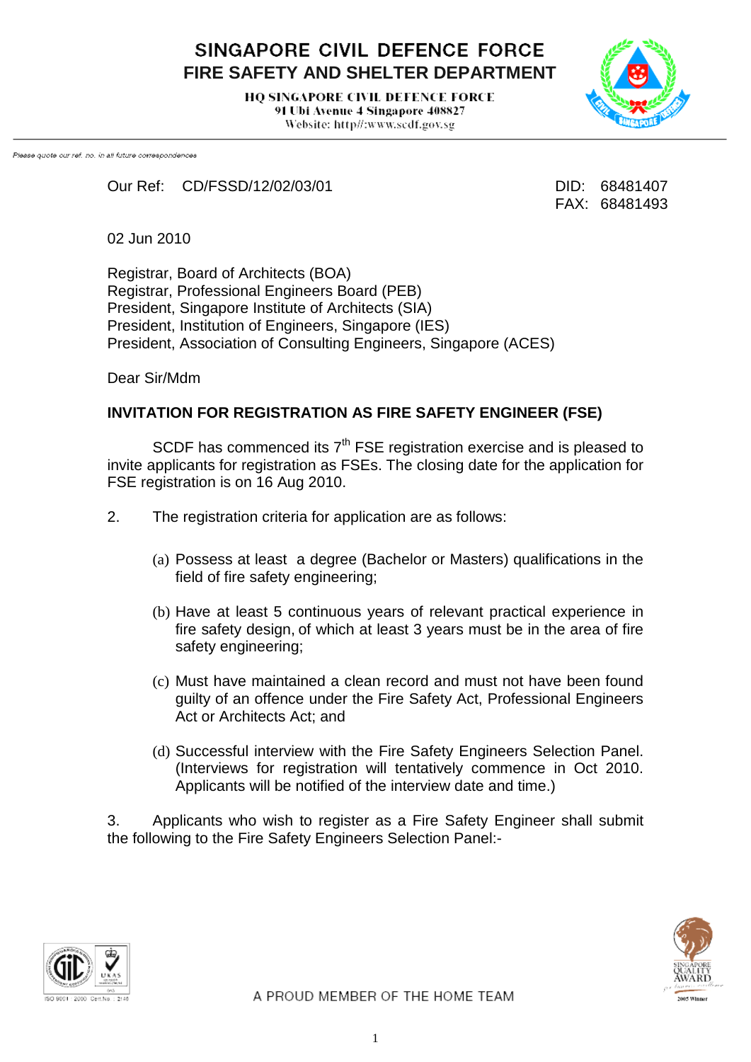# SINGAPORE CIVIL DEFENCE FORCE
## FIRE SAFETY AND SHELTER DEPARTMENT

HQ SINGAPORE CIVIL DEFENCE FORCE
91 Ubi Avenue 4 Singapore 408827
Website: http//:www.scdf.gov.sg

*Please quote our ref. no. in all future correspondences*

Our Ref: CD/FSSD/12/02/03/01

DID: 68481407
FAX: 68481493

02 Jun 2010

Registrar, Board of Architects (BOA)
Registrar, Professional Engineers Board (PEB)
President, Singapore Institute of Architects (SIA)
President, Institution of Engineers, Singapore (IES)
President, Association of Consulting Engineers, Singapore (ACES)

Dear Sir/Mdm

**INVITATION FOR REGISTRATION AS FIRE SAFETY ENGINEER (FSE)**

SCDF has commenced its 7th FSE registration exercise and is pleased to invite applicants for registration as FSEs. The closing date for the application for FSE registration is on 16 Aug 2010.

2. The registration criteria for application are as follows:

(a) Possess at least a degree (Bachelor or Masters) qualifications in the field of fire safety engineering;

(b) Have at least 5 continuous years of relevant practical experience in fire safety design, of which at least 3 years must be in the area of fire safety engineering;

(c) Must have maintained a clean record and must not have been found guilty of an offence under the Fire Safety Act, Professional Engineers Act or Architects Act; and

(d) Successful interview with the Fire Safety Engineers Selection Panel. (Interviews for registration will tentatively commence in Oct 2010. Applicants will be notified of the interview date and time.)

3. Applicants who wish to register as a Fire Safety Engineer shall submit the following to the Fire Safety Engineers Selection Panel:-

A PROUD MEMBER OF THE HOME TEAM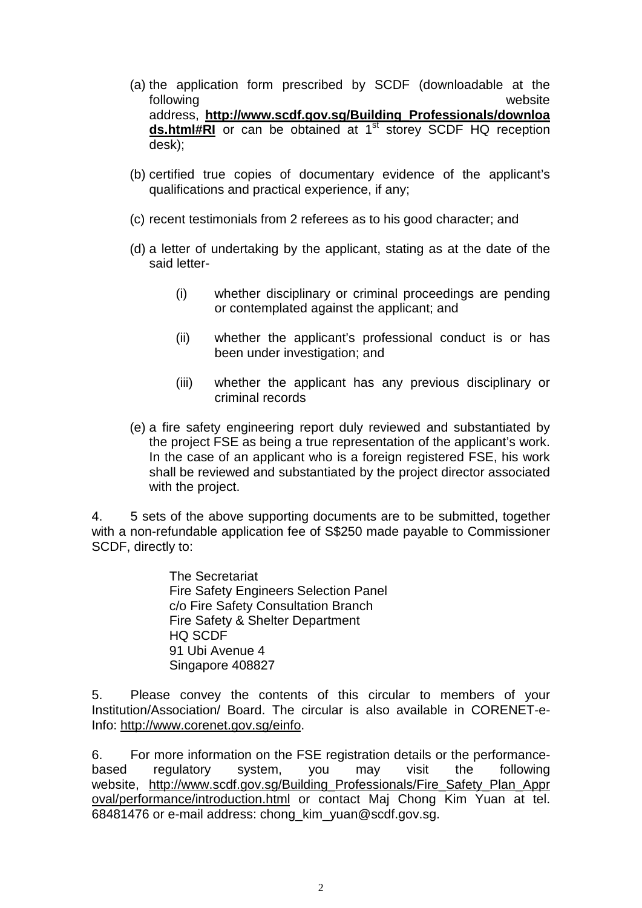(a) the application form prescribed by SCDF (downloadable at the following website address, **http://www.scdf.gov.sg/Building_Professionals/downloads.html#RI** or can be obtained at 1st storey SCDF HQ reception desk);

(b) certified true copies of documentary evidence of the applicant's qualifications and practical experience, if any;

(c) recent testimonials from 2 referees as to his good character; and

(d) a letter of undertaking by the applicant, stating as at the date of the said letter-

   (i) whether disciplinary or criminal proceedings are pending or contemplated against the applicant; and

   (ii) whether the applicant's professional conduct is or has been under investigation; and

   (iii) whether the applicant has any previous disciplinary or criminal records

(e) a fire safety engineering report duly reviewed and substantiated by the project FSE as being a true representation of the applicant's work. In the case of an applicant who is a foreign registered FSE, his work shall be reviewed and substantiated by the project director associated with the project.

4. 5 sets of the above supporting documents are to be submitted, together with a non-refundable application fee of S$250 made payable to Commissioner SCDF, directly to:

The Secretariat
Fire Safety Engineers Selection Panel
c/o Fire Safety Consultation Branch
Fire Safety & Shelter Department
HQ SCDF
91 Ubi Avenue 4
Singapore 408827

5. Please convey the contents of this circular to members of your Institution/Association/ Board. The circular is also available in CORENET-e-Info: http://www.corenet.gov.sg/einfo.

6. For more information on the FSE registration details or the performance-based regulatory system, you may visit the following website, http://www.scdf.gov.sg/Building_Professionals/Fire_Safety_Plan_Approval/performance/introduction.html or contact Maj Chong Kim Yuan at tel. 68481476 or e-mail address: chong_kim_yuan@scdf.gov.sg.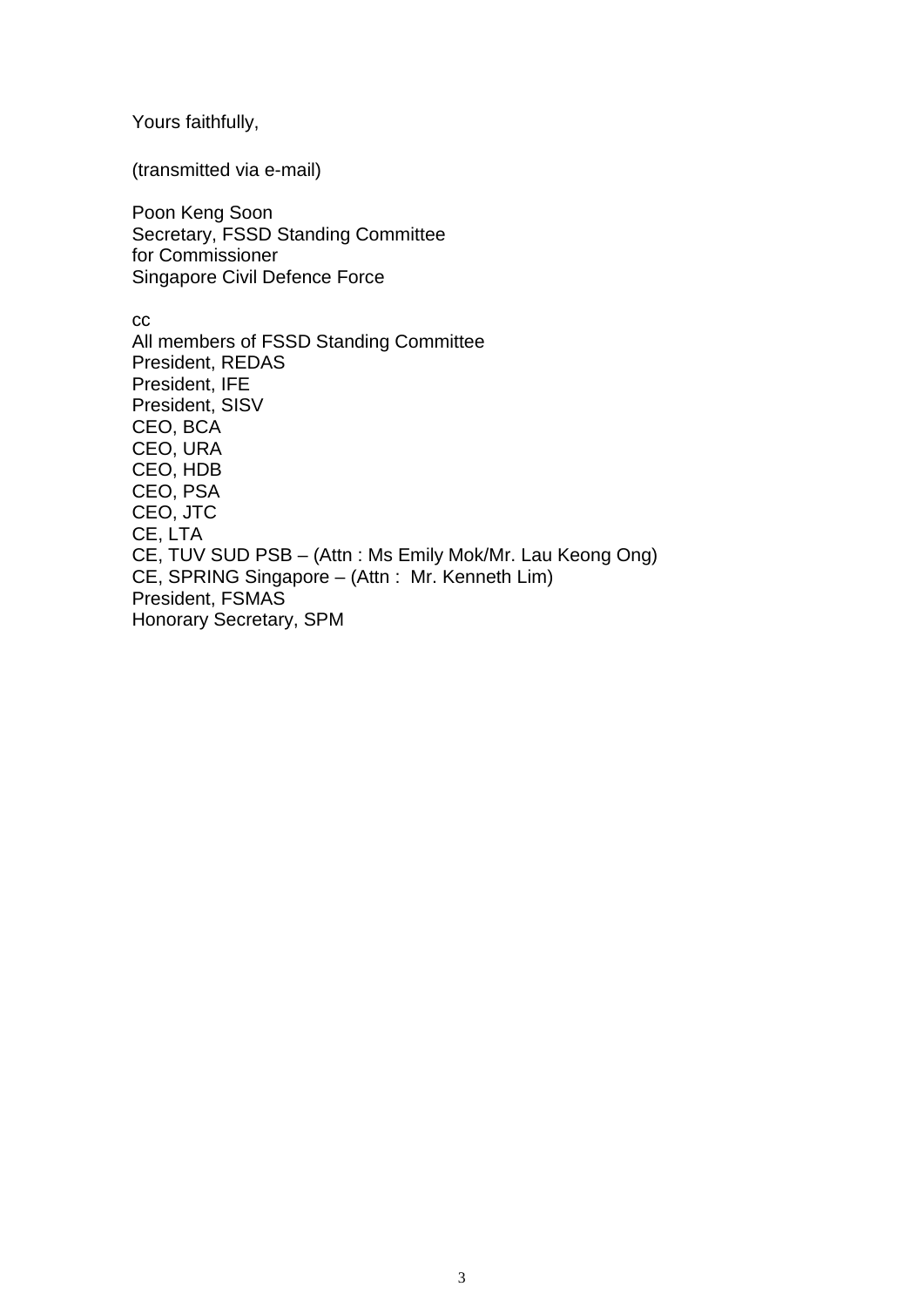Yours faithfully,

(transmitted via e-mail)

Poon Keng Soon
Secretary, FSSD Standing Committee
for Commissioner
Singapore Civil Defence Force

cc
All members of FSSD Standing Committee
President, REDAS
President, IFE
President, SISV
CEO, BCA
CEO, URA
CEO, HDB
CEO, PSA
CEO, JTC
CE, LTA
CE, TUV SUD PSB – (Attn : Ms Emily Mok/Mr. Lau Keong Ong)
CE, SPRING Singapore – (Attn : Mr. Kenneth Lim)
President, FSMAS
Honorary Secretary, SPM